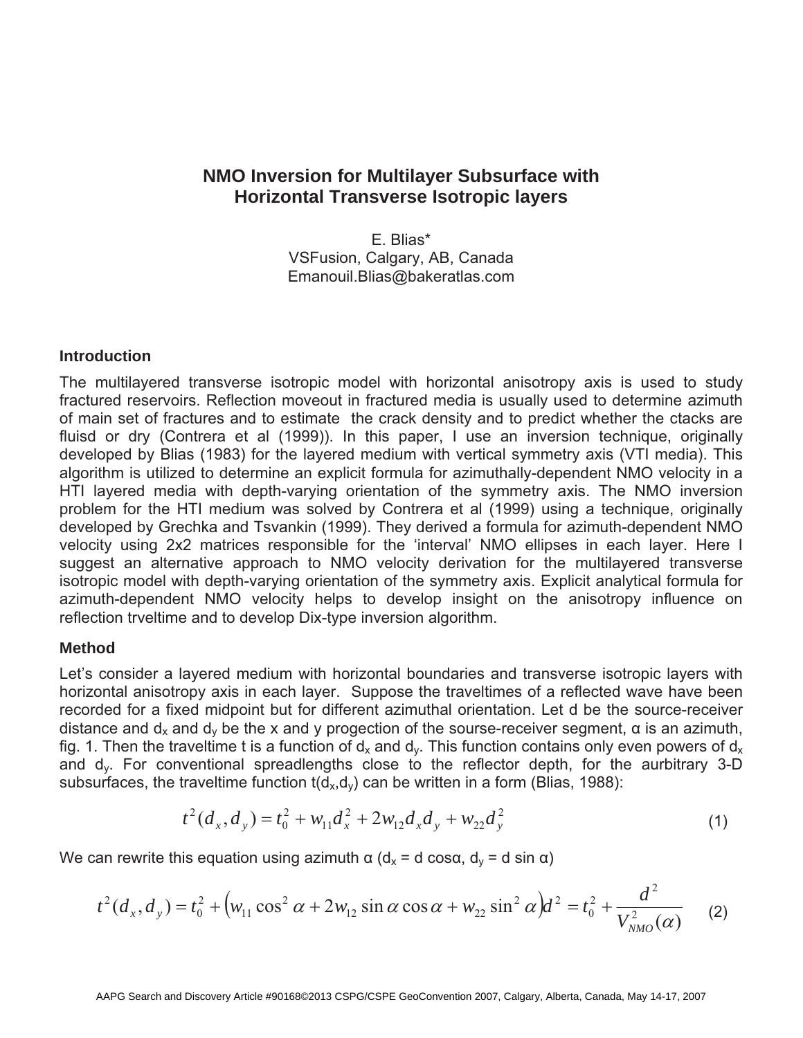# NMO Inversion for Multilayer Subsurface with Horizontal Transverse Isotropic layers

E. Blias*
VSFusion, Calgary, AB, Canada
Emanouil.Blias@bakeratlas.com

## Introduction

The multilayered transverse isotropic model with horizontal anisotropy axis is used to study fractured reservoirs. Reflection moveout in fractured media is usually used to determine azimuth of main set of fractures and to estimate the crack density and to predict whether the ctacks are fluisd or dry (Contrera et al (1999)). In this paper, I use an inversion technique, originally developed by Blias (1983) for the layered medium with vertical symmetry axis (VTI media). This algorithm is utilized to determine an explicit formula for azimuthally-dependent NMO velocity in a HTI layered media with depth-varying orientation of the symmetry axis. The NMO inversion problem for the HTI medium was solved by Contrera et al (1999) using a technique, originally developed by Grechka and Tsvankin (1999). They derived a formula for azimuth-dependent NMO velocity using 2x2 matrices responsible for the 'interval' NMO ellipses in each layer. Here I suggest an alternative approach to NMO velocity derivation for the multilayered transverse isotropic model with depth-varying orientation of the symmetry axis. Explicit analytical formula for azimuth-dependent NMO velocity helps to develop insight on the anisotropy influence on reflection trveltime and to develop Dix-type inversion algorithm.

## Method

Let's consider a layered medium with horizontal boundaries and transverse isotropic layers with horizontal anisotropy axis in each layer. Suppose the traveltimes of a reflected wave have been recorded for a fixed midpoint but for different azimuthal orientation. Let d be the source-receiver distance and $d_x$ and $d_y$ be the x and y progection of the sourse-receiver segment, α is an azimuth, fig. 1. Then the traveltime t is a function of $d_x$ and $d_y$. This function contains only even powers of $d_x$ and $d_y$. For conventional spreadlengths close to the reflector depth, for the aurbitrary 3-D subsurfaces, the traveltime function $t(d_x,d_y)$ can be written in a form (Blias, 1988):

$$t^2(d_x,d_y) = t_0^2 + w_{11}d_x^2 + 2w_{12}d_x d_y + w_{22}d_y^2 \tag{1}$$

We can rewrite this equation using azimuth α ($d_x = d \cos\alpha$, $d_y = d \sin\alpha$)

$$t^2(d_x,d_y) = t_0^2 + \left(w_{11}\cos^2\alpha + 2w_{12}\sin\alpha\cos\alpha + w_{22}\sin^2\alpha\right)d^2 = t_0^2 + \frac{d^2}{V_{NMO}^2(\alpha)} \tag{2}$$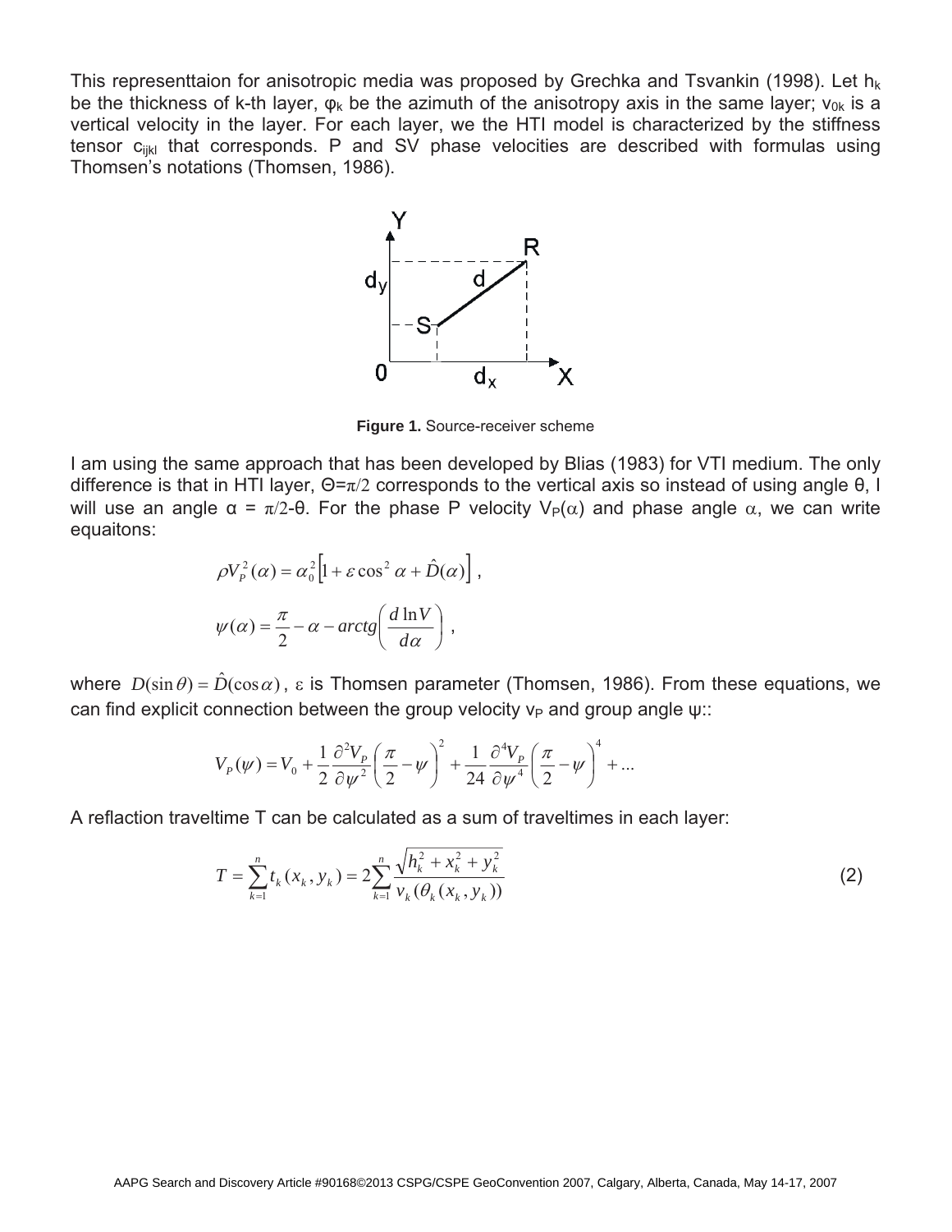This representtaion for anisotropic media was proposed by Grechka and Tsvankin (1998). Let $h_k$ be the thickness of k-th layer, $\varphi_k$ be the azimuth of the anisotropy axis in the same layer; $v_{0k}$ is a vertical velocity in the layer. For each layer, we the HTI model is characterized by the stiffness tensor $c_{ijkl}$ that corresponds. P and SV phase velocities are described with formulas using Thomsen's notations (Thomsen, 1986).

**Figure 1.** Source-receiver scheme

I am using the same approach that has been developed by Blias (1983) for VTI medium. The only difference is that in HTI layer, $\Theta=\pi/2$ corresponds to the vertical axis so instead of using angle θ, I will use an angle $\alpha = \pi/2-\theta$. For the phase P velocity $V_P(\alpha)$ and phase angle $\alpha$, we can write equaitons:

$$\rho V_P^2(\alpha) = \alpha_0^2\left[1 + \varepsilon\cos^2\alpha + \hat{D}(\alpha)\right],$$

$$\psi(\alpha) = \frac{\pi}{2} - \alpha - arctg\left(\frac{d\ln V}{d\alpha}\right),$$

where $D(\sin\theta) = \hat{D}(\cos\alpha)$, $\varepsilon$ is Thomsen parameter (Thomsen, 1986). From these equations, we can find explicit connection between the group velocity $v_P$ and group angle ψ::

$$V_P(\psi) = V_0 + \frac{1}{2}\frac{\partial^2 V_P}{\partial\psi^2}\left(\frac{\pi}{2}-\psi\right)^2 + \frac{1}{24}\frac{\partial^4 V_P}{\partial\psi^4}\left(\frac{\pi}{2}-\psi\right)^4 + \ldots$$

A reflaction traveltime T can be calculated as a sum of traveltimes in each layer:

$$T = \sum_{k=1}^{n} t_k(x_k, y_k) = 2\sum_{k=1}^{n}\frac{\sqrt{h_k^2 + x_k^2 + y_k^2}}{v_k(\theta_k(x_k, y_k))} \qquad (2)$$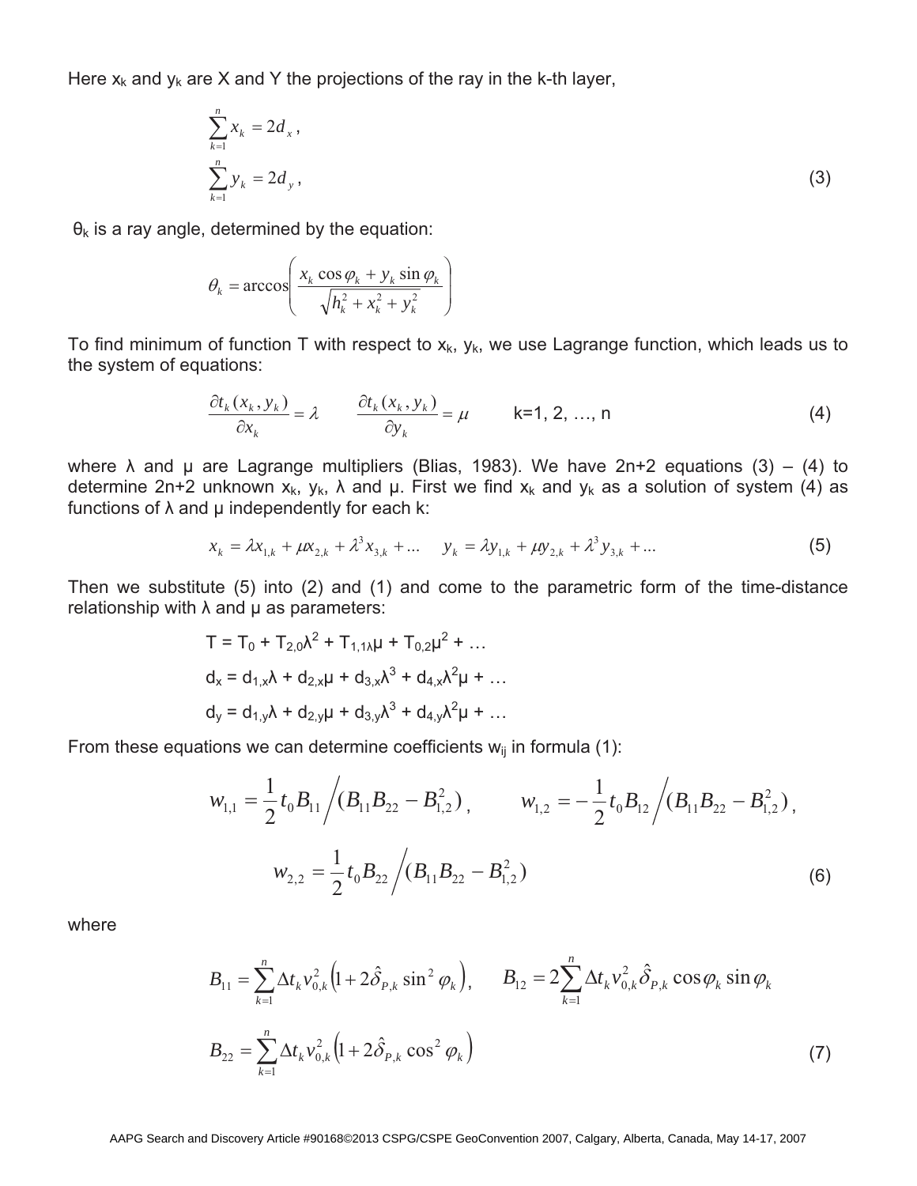Here $x_k$ and $y_k$ are X and Y the projections of the ray in the k-th layer,

$$\sum_{k=1}^{n} x_k = 2d_x\,,$$
$$\sum_{k=1}^{n} y_k = 2d_y\,, \tag{3}$$

$\theta_k$ is a ray angle, determined by the equation:

$$\theta_k = \arccos\left(\frac{x_k \cos\varphi_k + y_k \sin\varphi_k}{\sqrt{h_k^2 + x_k^2 + y_k^2}}\right)$$

To find minimum of function T with respect to $x_k$, $y_k$, we use Lagrange function, which leads us to the system of equations:

$$\frac{\partial t_k(x_k, y_k)}{\partial x_k} = \lambda \qquad \frac{\partial t_k(x_k, y_k)}{\partial y_k} = \mu \qquad \text{k=1, 2, …, n} \tag{4}$$

where λ and μ are Lagrange multipliers (Blias, 1983). We have 2n+2 equations (3) – (4) to determine 2n+2 unknown $x_k$, $y_k$, λ and μ. First we find $x_k$ and $y_k$ as a solution of system (4) as functions of λ and μ independently for each k:

$$x_k = \lambda x_{1,k} + \mu x_{2,k} + \lambda^3 x_{3,k} + \ldots \qquad y_k = \lambda y_{1,k} + \mu y_{2,k} + \lambda^3 y_{3,k} + \ldots \tag{5}$$

Then we substitute (5) into (2) and (1) and come to the parametric form of the time-distance relationship with λ and μ as parameters:

$$T = T_0 + T_{2,0}\lambda^2 + T_{1,1\lambda}\mu + T_{0,2}\mu^2 + \ldots$$

$$d_x = d_{1,x}\lambda + d_{2,x}\mu + d_{3,x}\lambda^3 + d_{4,x}\lambda^2\mu + \ldots$$

$$d_y = d_{1,y}\lambda + d_{2,y}\mu + d_{3,y}\lambda^3 + d_{4,y}\lambda^2\mu + \ldots$$

From these equations we can determine coefficients $w_{ij}$ in formula (1):

$$w_{1,1} = \frac{1}{2} t_0 B_{11} \Big/ (B_{11}B_{22} - B_{1,2}^2)\,, \qquad w_{1,2} = -\frac{1}{2} t_0 B_{12} \Big/ (B_{11}B_{22} - B_{1,2}^2)\,,$$

$$w_{2,2} = \frac{1}{2} t_0 B_{22} \Big/ (B_{11}B_{22} - B_{1,2}^2) \tag{6}$$

where

$$B_{11} = \sum_{k=1}^{n} \Delta t_k v_{0,k}^2 \left(1 + 2\hat{\delta}_{P,k} \sin^2\varphi_k\right), \qquad B_{12} = 2\sum_{k=1}^{n} \Delta t_k v_{0,k}^2 \hat{\delta}_{P,k} \cos\varphi_k \sin\varphi_k$$

$$B_{22} = \sum_{k=1}^{n} \Delta t_k v_{0,k}^2 \left(1 + 2\hat{\delta}_{P,k} \cos^2\varphi_k\right) \tag{7}$$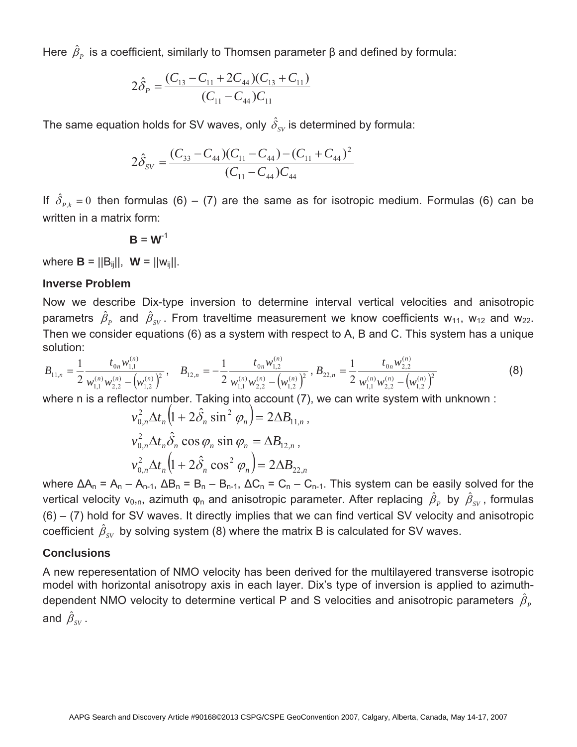Here $\hat{\beta}_P$ is a coefficient, similarly to Thomsen parameter β and defined by formula:

$$2\hat{\delta}_P = \frac{(C_{13} - C_{11} + 2C_{44})(C_{13} + C_{11})}{(C_{11} - C_{44})C_{11}}$$

The same equation holds for SV waves, only $\hat{\delta}_{SV}$ is determined by formula:

$$2\hat{\delta}_{SV} = \frac{(C_{33} - C_{44})(C_{11} - C_{44}) - (C_{11} + C_{44})^2}{(C_{11} - C_{44})C_{44}}$$

If $\hat{\delta}_{P,k} = 0$ then formulas (6) – (7) are the same as for isotropic medium. Formulas (6) can be written in a matrix form:

$$\mathbf{B} = \mathbf{W}^{-1}$$

where $\mathbf{B} = ||B_{ij}||$, $\mathbf{W} = ||w_{ij}||$.

### Inverse Problem

Now we describe Dix-type inversion to determine interval vertical velocities and anisotropic parametrs $\hat{\beta}_P$ and $\hat{\beta}_{SV}$. From traveltime measurement we know coefficients $w_{11}$, $w_{12}$ and $w_{22}$. Then we consider equations (6) as a system with respect to A, B and C. This system has a unique solution:

$$B_{11,n} = \frac{1}{2}\frac{t_{0n} w_{1,1}^{(n)}}{w_{1,1}^{(n)} w_{2,2}^{(n)} - \left(w_{1,2}^{(n)}\right)^2}, \quad B_{12,n} = -\frac{1}{2}\frac{t_{0n} w_{1,2}^{(n)}}{w_{1,1}^{(n)} w_{2,2}^{(n)} - \left(w_{1,2}^{(n)}\right)^2}, \; B_{22,n} = \frac{1}{2}\frac{t_{0n} w_{2,2}^{(n)}}{w_{1,1}^{(n)} w_{2,2}^{(n)} - \left(w_{1,2}^{(n)}\right)^2} \tag{8}$$

where n is a reflector number. Taking into account (7), we can write system with unknown :

$$v_{0,n}^2 \Delta t_n \left(1 + 2\hat{\delta}_n \sin^2 \varphi_n\right) = 2\Delta B_{11,n},$$

$$v_{0,n}^2 \Delta t_n \hat{\delta}_n \cos\varphi_n \sin\varphi_n = \Delta B_{12,n},$$

$$v_{0,n}^2 \Delta t_n \left(1 + 2\hat{\delta}_n \cos^2 \varphi_n\right) = 2\Delta B_{22,n}$$

where $\Delta A_n = A_n - A_{n-1}$, $\Delta B_n = B_n - B_{n-1}$, $\Delta C_n = C_n - C_{n-1}$. This system can be easily solved for the vertical velocity $v_{0,n}$, azimuth $\varphi_n$ and anisotropic parameter. After replacing $\hat{\beta}_P$ by $\hat{\beta}_{SV}$, formulas (6) – (7) hold for SV waves. It directly implies that we can find vertical SV velocity and anisotropic coefficient $\hat{\beta}_{SV}$ by solving system (8) where the matrix B is calculated for SV waves.

### Conclusions

A new reperesentation of NMO velocity has been derived for the multilayered transverse isotropic model with horizontal anisotropy axis in each layer. Dix's type of inversion is applied to azimuth-dependent NMO velocity to determine vertical P and S velocities and anisotropic parameters $\hat{\beta}_P$ and $\hat{\beta}_{SV}$.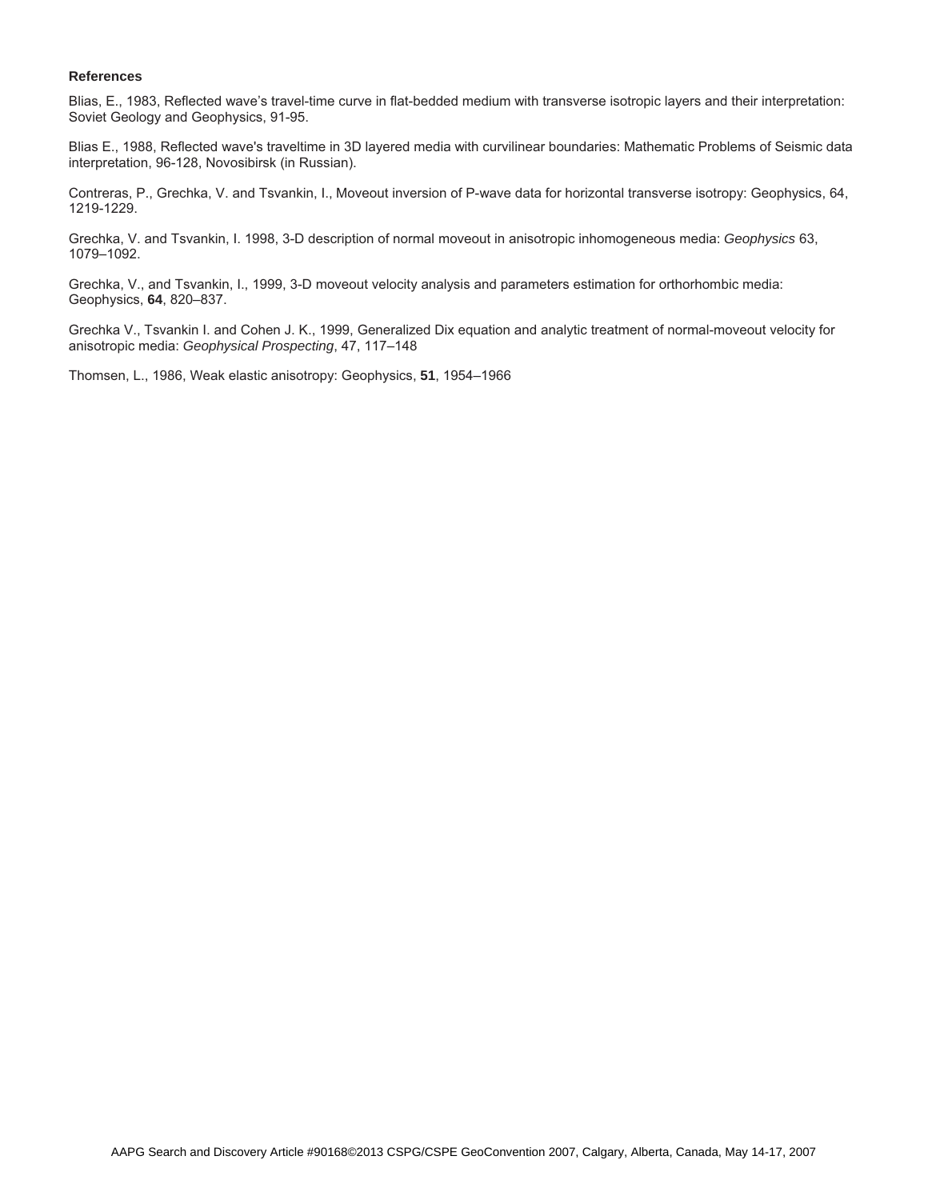**References**

Blias, E., 1983, Reflected wave's travel-time curve in flat-bedded medium with transverse isotropic layers and their interpretation: Soviet Geology and Geophysics, 91-95.

Blias E., 1988, Reflected wave's traveltime in 3D layered media with curvilinear boundaries: Mathematic Problems of Seismic data interpretation, 96-128, Novosibirsk (in Russian).

Contreras, P., Grechka, V. and Tsvankin, I., Moveout inversion of P-wave data for horizontal transverse isotropy: Geophysics, 64, 1219-1229.

Grechka, V. and Tsvankin, I. 1998, 3-D description of normal moveout in anisotropic inhomogeneous media: *Geophysics* 63, 1079–1092.

Grechka, V., and Tsvankin, I., 1999, 3-D moveout velocity analysis and parameters estimation for orthorhombic media: Geophysics, **64**, 820–837.

Grechka V., Tsvankin I. and Cohen J. K., 1999, Generalized Dix equation and analytic treatment of normal-moveout velocity for anisotropic media: *Geophysical Prospecting*, 47, 117–148

Thomsen, L., 1986, Weak elastic anisotropy: Geophysics, **51**, 1954–1966